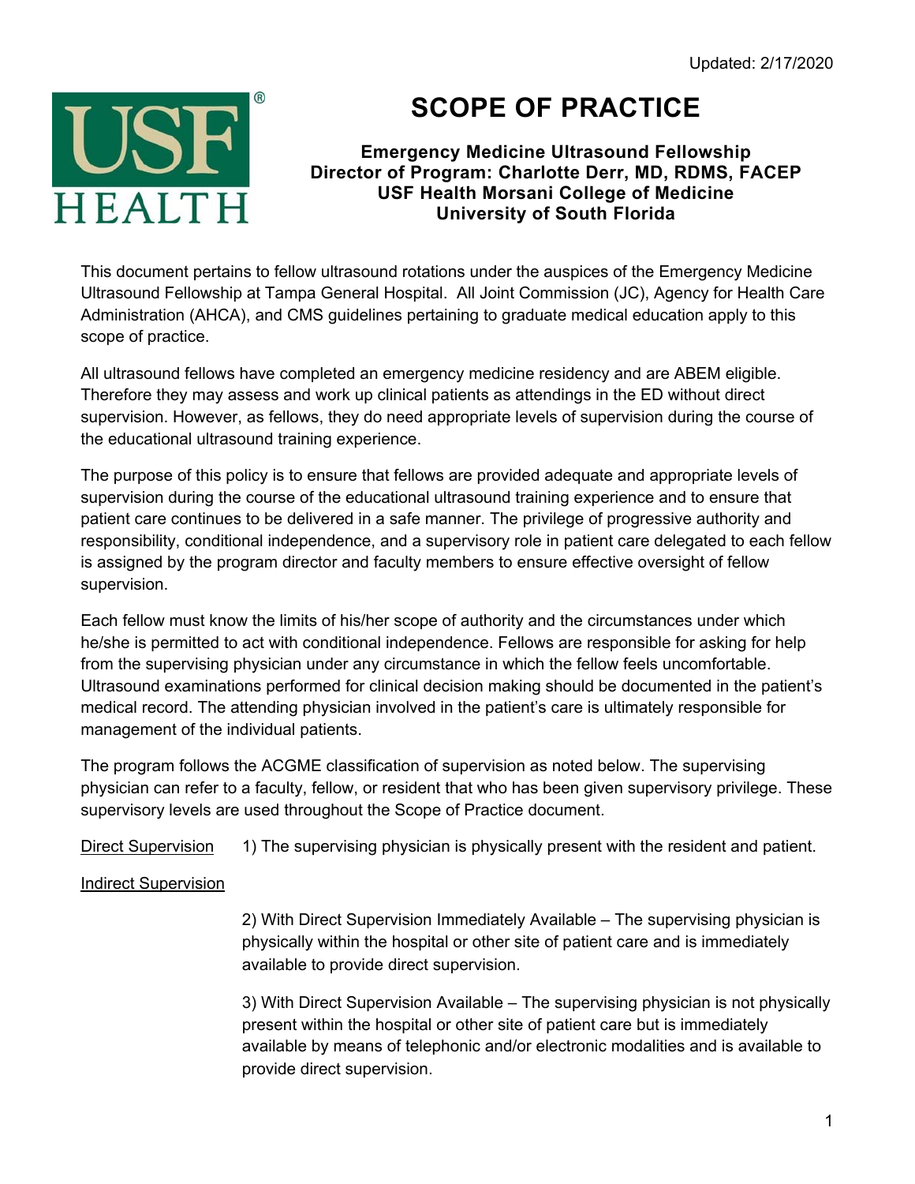Updated: 2/17/2020

# SCOPE OF PRACTICE

**Emergency Medicine Ultrasound Fellowship**
**Director of Program: Charlotte Derr, MD, RDMS, FACEP**
**USF Health Morsani College of Medicine**
**University of South Florida**

This document pertains to fellow ultrasound rotations under the auspices of the Emergency Medicine Ultrasound Fellowship at Tampa General Hospital. All Joint Commission (JC), Agency for Health Care Administration (AHCA), and CMS guidelines pertaining to graduate medical education apply to this scope of practice.

All ultrasound fellows have completed an emergency medicine residency and are ABEM eligible. Therefore they may assess and work up clinical patients as attendings in the ED without direct supervision. However, as fellows, they do need appropriate levels of supervision during the course of the educational ultrasound training experience.

The purpose of this policy is to ensure that fellows are provided adequate and appropriate levels of supervision during the course of the educational ultrasound training experience and to ensure that patient care continues to be delivered in a safe manner. The privilege of progressive authority and responsibility, conditional independence, and a supervisory role in patient care delegated to each fellow is assigned by the program director and faculty members to ensure effective oversight of fellow supervision.

Each fellow must know the limits of his/her scope of authority and the circumstances under which he/she is permitted to act with conditional independence. Fellows are responsible for asking for help from the supervising physician under any circumstance in which the fellow feels uncomfortable. Ultrasound examinations performed for clinical decision making should be documented in the patient's medical record. The attending physician involved in the patient's care is ultimately responsible for management of the individual patients.

The program follows the ACGME classification of supervision as noted below. The supervising physician can refer to a faculty, fellow, or resident that who has been given supervisory privilege. These supervisory levels are used throughout the Scope of Practice document.

Direct Supervision — 1) The supervising physician is physically present with the resident and patient.

Indirect Supervision

2) With Direct Supervision Immediately Available – The supervising physician is physically within the hospital or other site of patient care and is immediately available to provide direct supervision.

3) With Direct Supervision Available – The supervising physician is not physically present within the hospital or other site of patient care but is immediately available by means of telephonic and/or electronic modalities and is available to provide direct supervision.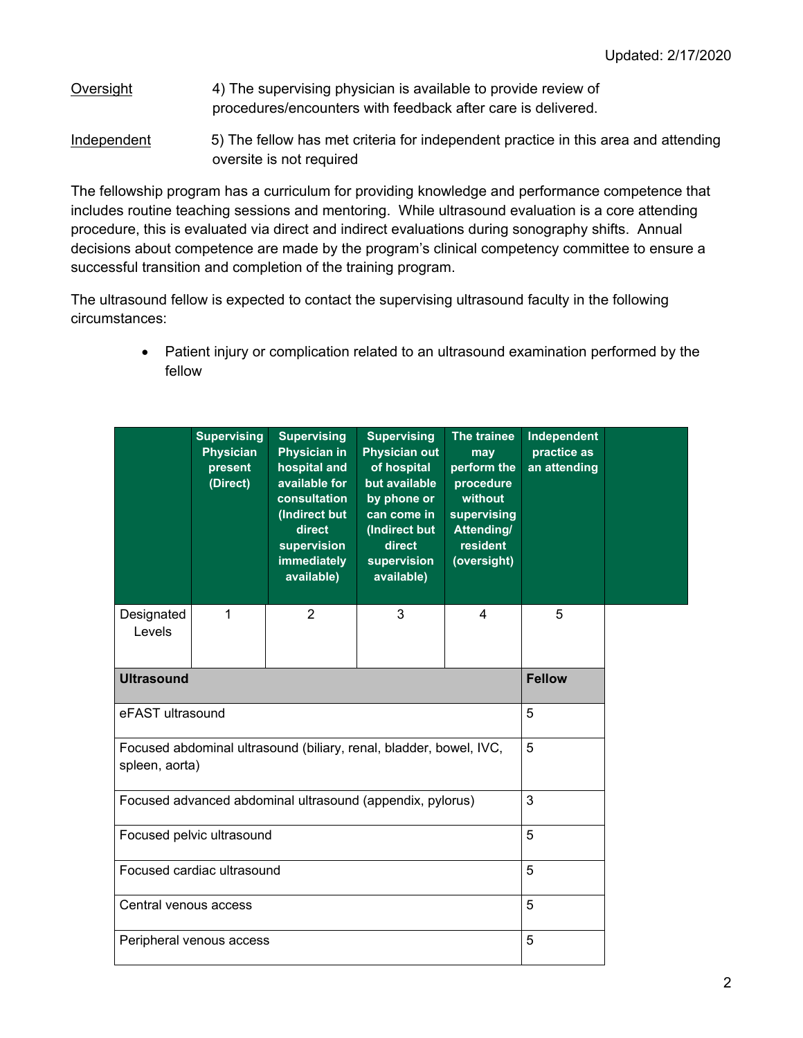Updated: 2/17/2020

Oversight — 4) The supervising physician is available to provide review of procedures/encounters with feedback after care is delivered.

Independent — 5) The fellow has met criteria for independent practice in this area and attending oversite is not required

The fellowship program has a curriculum for providing knowledge and performance competence that includes routine teaching sessions and mentoring. While ultrasound evaluation is a core attending procedure, this is evaluated via direct and indirect evaluations during sonography shifts. Annual decisions about competence are made by the program's clinical competency committee to ensure a successful transition and completion of the training program.

The ultrasound fellow is expected to contact the supervising ultrasound faculty in the following circumstances:

- Patient injury or complication related to an ultrasound examination performed by the fellow

| | Supervising Physician present (Direct) | Supervising Physician in hospital and available for consultation (Indirect but direct supervision immediately available) | Supervising Physician out of hospital but available by phone or can come in (Indirect but direct supervision available) | The trainee may perform the procedure without supervising Attending/ resident (oversight) | Independent practice as an attending |
|---|---|---|---|---|---|
| Designated Levels | 1 | 2 | 3 | 4 | 5 |

| **Ultrasound** | **Fellow** |
|---|---|
| eFAST ultrasound | 5 |
| Focused abdominal ultrasound (biliary, renal, bladder, bowel, IVC, spleen, aorta) | 5 |
| Focused advanced abdominal ultrasound (appendix, pylorus) | 3 |
| Focused pelvic ultrasound | 5 |
| Focused cardiac ultrasound | 5 |
| Central venous access | 5 |
| Peripheral venous access | 5 |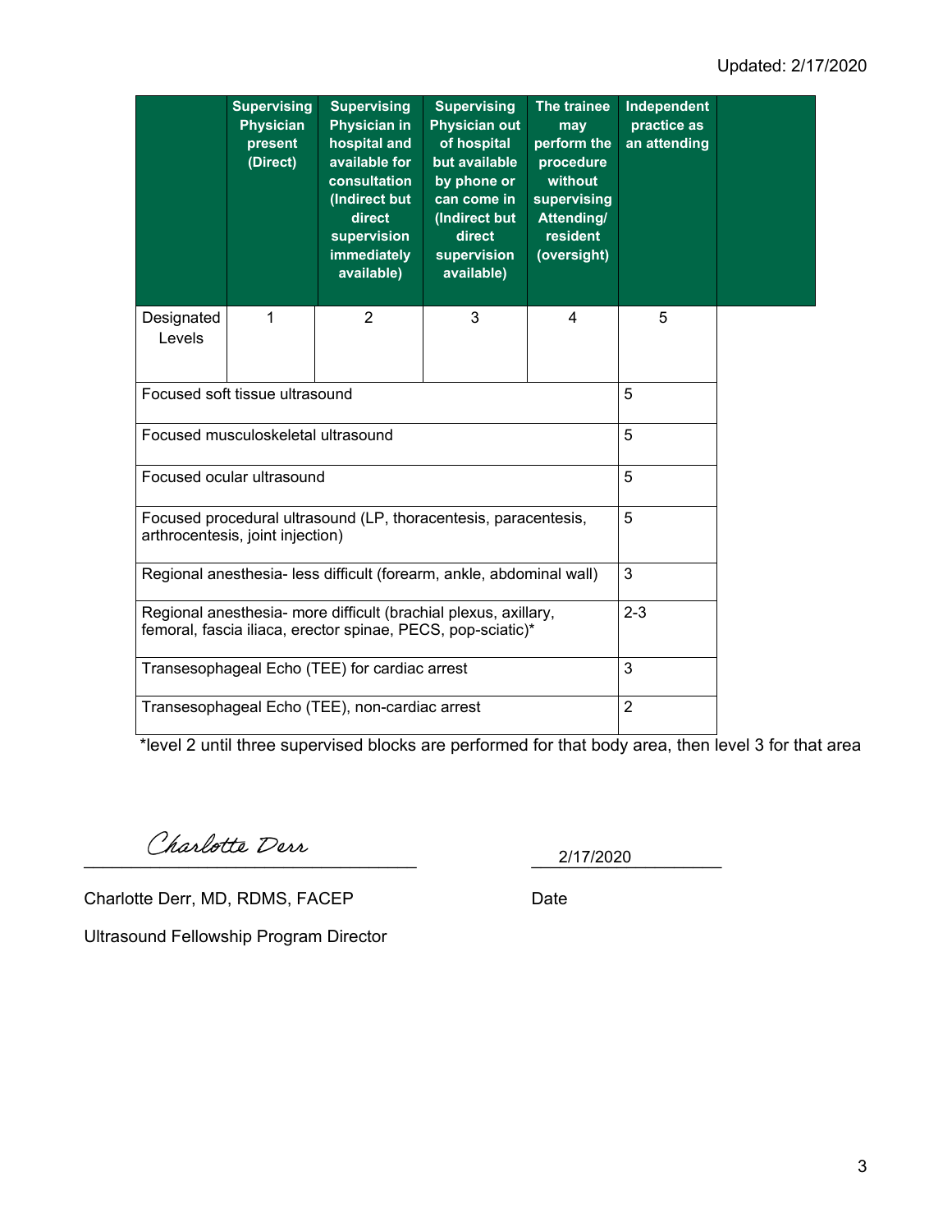Updated: 2/17/2020

| | Supervising Physician present (Direct) | Supervising Physician in hospital and available for consultation (Indirect but direct supervision immediately available) | Supervising Physician out of hospital but available by phone or can come in (Indirect but direct supervision available) | The trainee may perform the procedure without supervising Attending/ resident (oversight) | Independent practice as an attending |
|---|---|---|---|---|---|
| Designated Levels | 1 | 2 | 3 | 4 | 5 |
| Focused soft tissue ultrasound | | | | | 5 |
| Focused musculoskeletal ultrasound | | | | | 5 |
| Focused ocular ultrasound | | | | | 5 |
| Focused procedural ultrasound (LP, thoracentesis, paracentesis, arthrocentesis, joint injection) | | | | | 5 |
| Regional anesthesia- less difficult (forearm, ankle, abdominal wall) | | | | | 3 |
| Regional anesthesia- more difficult (brachial plexus, axillary, femoral, fascia iliaca, erector spinae, PECS, pop-sciatic)* | | | | | 2-3 |
| Transesophageal Echo (TEE) for cardiac arrest | | | | | 3 |
| Transesophageal Echo (TEE), non-cardiac arrest | | | | | 2 |

*level 2 until three supervised blocks are performed for that body area, then level 3 for that area

Charlotte Derr

2/17/2020

Charlotte Derr, MD, RDMS, FACEP

Date

Ultrasound Fellowship Program Director